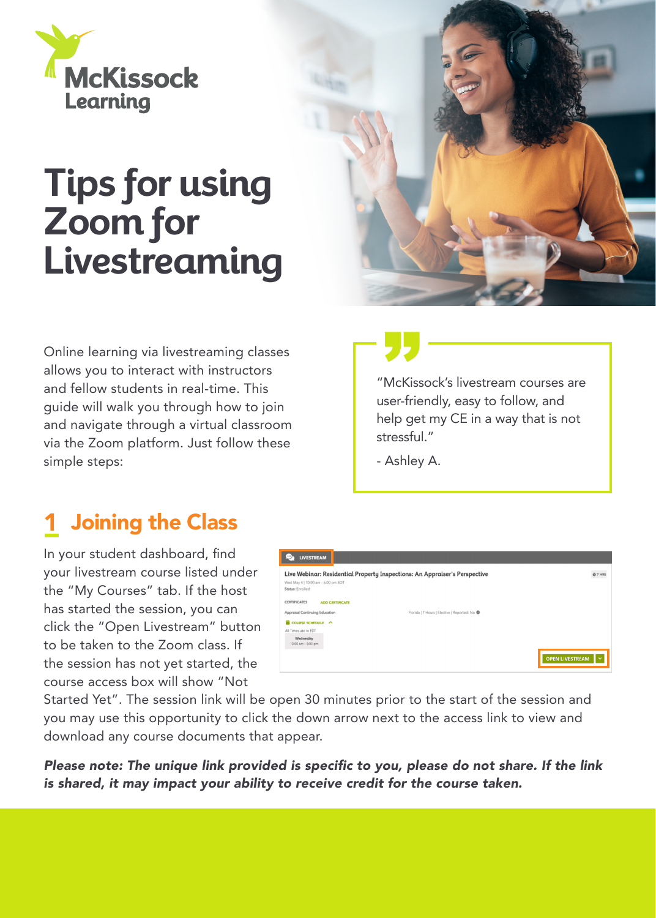McKissock Learning

# Tips for using Zoom for Livestreaming

Online learning via livestreaming classes allows you to interact with instructors and fellow students in real-time. This guide will walk you through how to join and navigate through a virtual classroom via the Zoom platform. Just follow these simple steps:

> "McKissock's livestream courses are user-friendly, easy to follow, and help get my CE in a way that is not stressful."
>
> - Ashley A.

## 1 Joining the Class

In your student dashboard, find your livestream course listed under the "My Courses" tab. If the host has started the session, you can click the "Open Livestream" button to be taken to the Zoom class. If the session has not yet started, the course access box will show "Not Started Yet". The session link will be open 30 minutes prior to the start of the session and you may use this opportunity to click the down arrow next to the access link to view and download any course documents that appear.

***Please note: The unique link provided is specific to you, please do not share. If the link is shared, it may impact your ability to receive credit for the course taken.***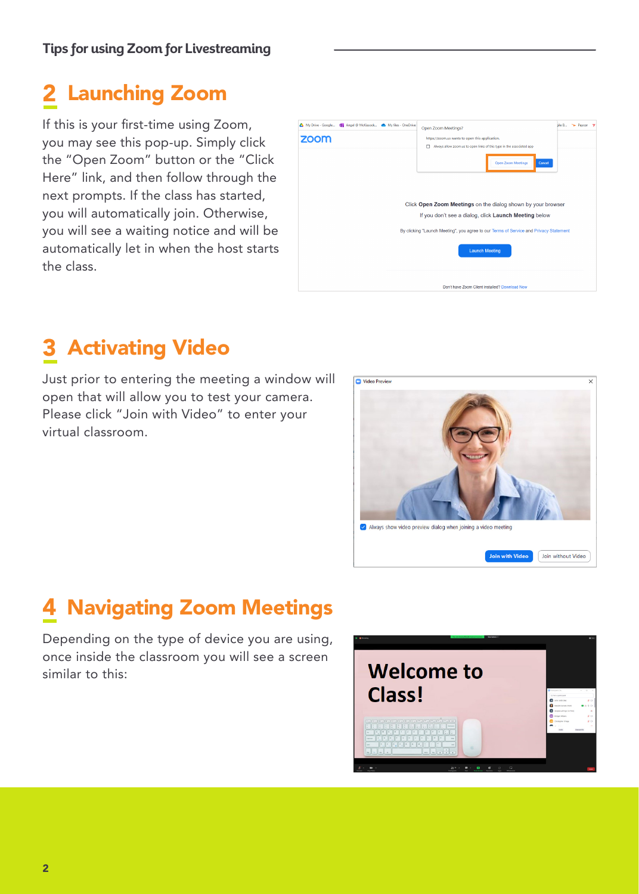## 2 Launching Zoom

If this is your first-time using Zoom, you may see this pop-up. Simply click the "Open Zoom" button or the "Click Here" link, and then follow through the next prompts. If the class has started, you will automatically join. Otherwise, you will see a waiting notice and will be automatically let in when the host starts the class.

## 3 Activating Video

Just prior to entering the meeting a window will open that will allow you to test your camera. Please click "Join with Video" to enter your virtual classroom.

## 4 Navigating Zoom Meetings

Depending on the type of device you are using, once inside the classroom you will see a screen similar to this: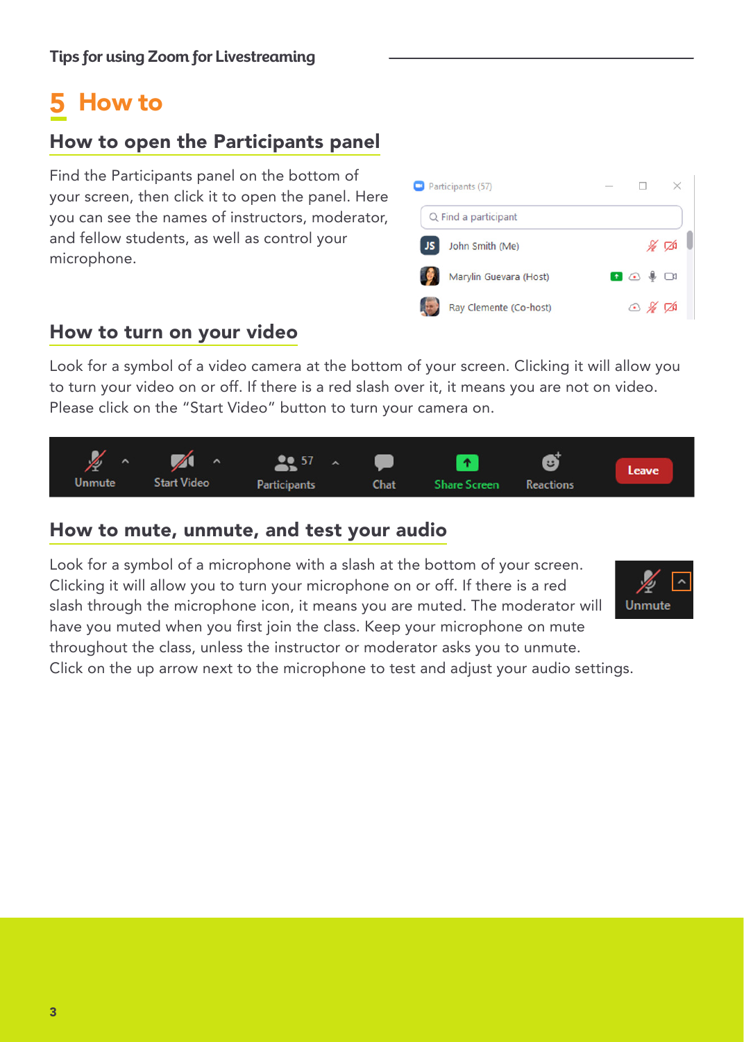# 5 How to

## How to open the Participants panel

Find the Participants panel on the bottom of your screen, then click it to open the panel. Here you can see the names of instructors, moderator, and fellow students, as well as control your microphone.

## How to turn on your video

Look for a symbol of a video camera at the bottom of your screen. Clicking it will allow you to turn your video on or off. If there is a red slash over it, it means you are not on video. Please click on the "Start Video" button to turn your camera on.

## How to mute, unmute, and test your audio

Look for a symbol of a microphone with a slash at the bottom of your screen. Clicking it will allow you to turn your microphone on or off. If there is a red slash through the microphone icon, it means you are muted. The moderator will have you muted when you first join the class. Keep your microphone on mute throughout the class, unless the instructor or moderator asks you to unmute. Click on the up arrow next to the microphone to test and adjust your audio settings.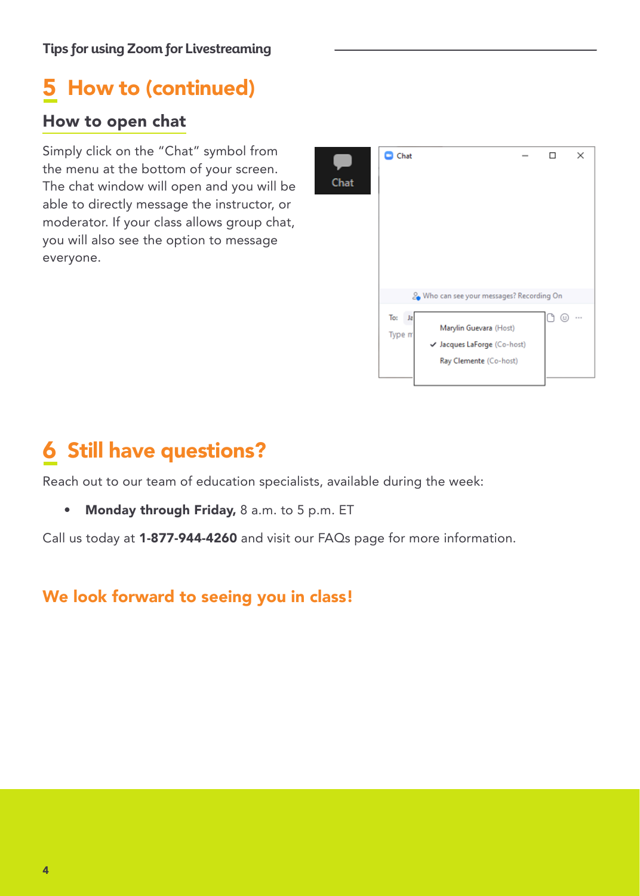## 5 How to (continued)

### How to open chat

Simply click on the "Chat" symbol from the menu at the bottom of your screen. The chat window will open and you will be able to directly message the instructor, or moderator. If your class allows group chat, you will also see the option to message everyone.

## 6 Still have questions?

Reach out to our team of education specialists, available during the week:

- **Monday through Friday,** 8 a.m. to 5 p.m. ET

Call us today at **1-877-944-4260** and visit our FAQs page for more information.

**We look forward to seeing you in class!**